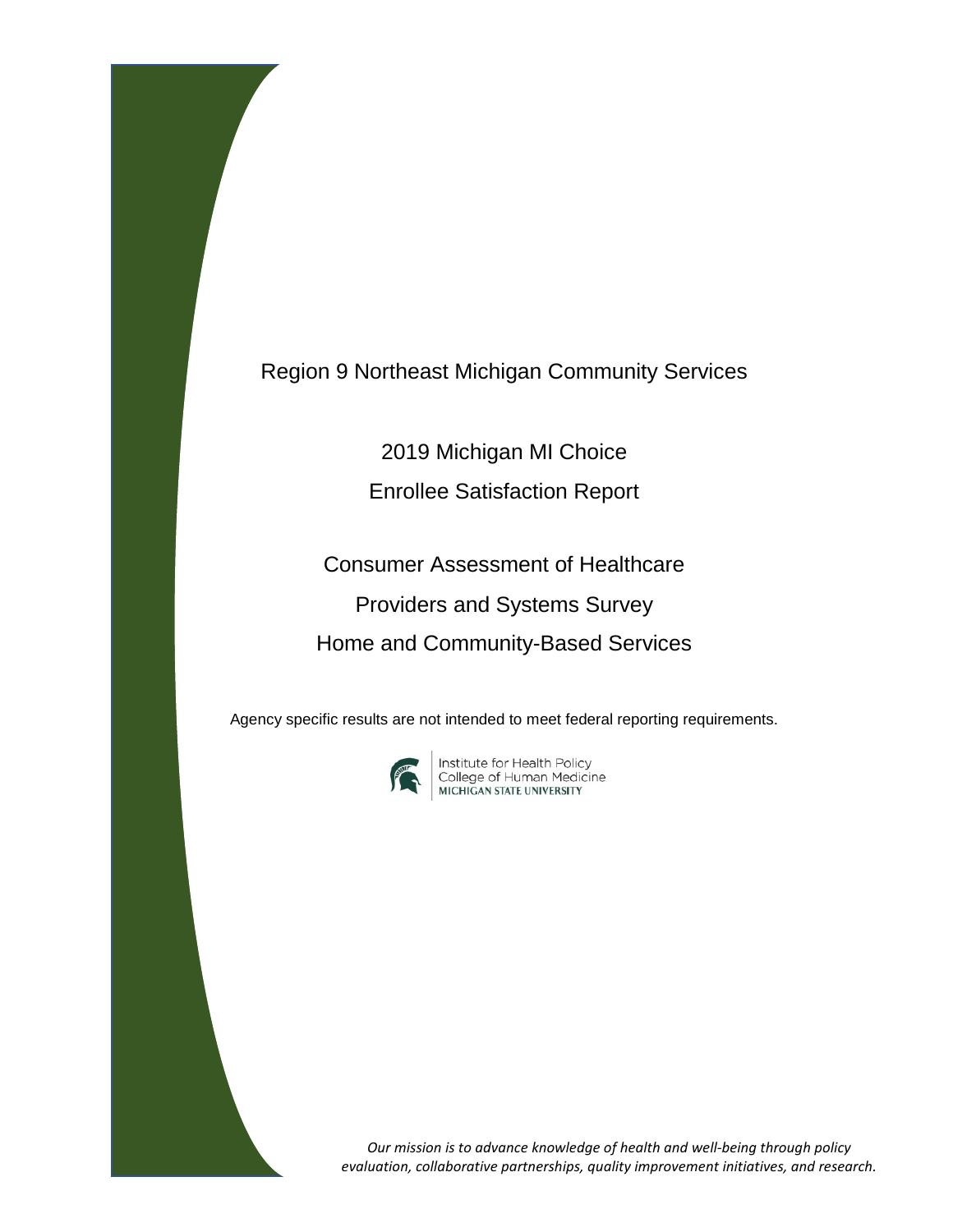# Region 9 Northeast Michigan Community Services

## 2019 Michigan MI Choice

## Enrollee Satisfaction Report

## Consumer Assessment of Healthcare Providers and Systems Survey

## Home and Community-Based Services

Agency specific results are not intended to meet federal reporting requirements.

Institute for Health Policy
College of Human Medicine
MICHIGAN STATE UNIVERSITY

*Our mission is to advance knowledge of health and well-being through policy evaluation, collaborative partnerships, quality improvement initiatives, and research.*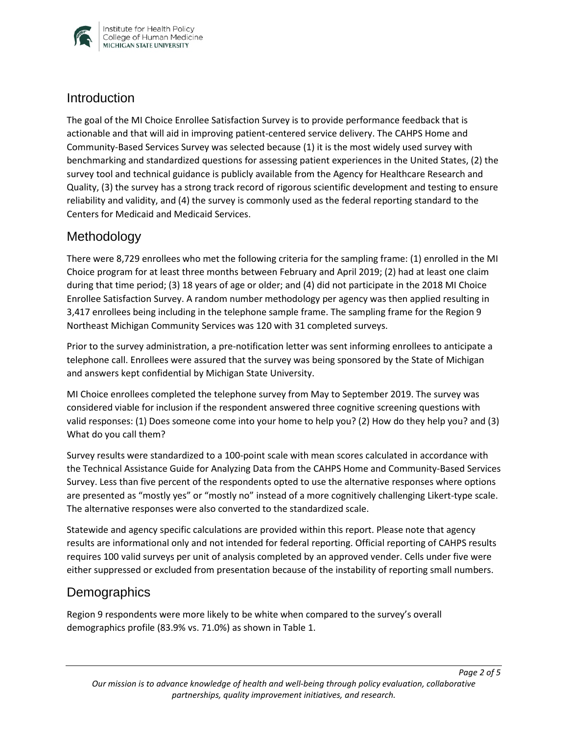## Introduction

The goal of the MI Choice Enrollee Satisfaction Survey is to provide performance feedback that is actionable and that will aid in improving patient-centered service delivery. The CAHPS Home and Community-Based Services Survey was selected because (1) it is the most widely used survey with benchmarking and standardized questions for assessing patient experiences in the United States, (2) the survey tool and technical guidance is publicly available from the Agency for Healthcare Research and Quality, (3) the survey has a strong track record of rigorous scientific development and testing to ensure reliability and validity, and (4) the survey is commonly used as the federal reporting standard to the Centers for Medicaid and Medicaid Services.

## Methodology

There were 8,729 enrollees who met the following criteria for the sampling frame: (1) enrolled in the MI Choice program for at least three months between February and April 2019; (2) had at least one claim during that time period; (3) 18 years of age or older; and (4) did not participate in the 2018 MI Choice Enrollee Satisfaction Survey. A random number methodology per agency was then applied resulting in 3,417 enrollees being including in the telephone sample frame. The sampling frame for the Region 9 Northeast Michigan Community Services was 120 with 31 completed surveys.

Prior to the survey administration, a pre-notification letter was sent informing enrollees to anticipate a telephone call. Enrollees were assured that the survey was being sponsored by the State of Michigan and answers kept confidential by Michigan State University.

MI Choice enrollees completed the telephone survey from May to September 2019. The survey was considered viable for inclusion if the respondent answered three cognitive screening questions with valid responses: (1) Does someone come into your home to help you? (2) How do they help you? and (3) What do you call them?

Survey results were standardized to a 100-point scale with mean scores calculated in accordance with the Technical Assistance Guide for Analyzing Data from the CAHPS Home and Community-Based Services Survey. Less than five percent of the respondents opted to use the alternative responses where options are presented as "mostly yes" or "mostly no" instead of a more cognitively challenging Likert-type scale. The alternative responses were also converted to the standardized scale.

Statewide and agency specific calculations are provided within this report. Please note that agency results are informational only and not intended for federal reporting. Official reporting of CAHPS results requires 100 valid surveys per unit of analysis completed by an approved vender. Cells under five were either suppressed or excluded from presentation because of the instability of reporting small numbers.

## Demographics

Region 9 respondents were more likely to be white when compared to the survey's overall demographics profile (83.9% vs. 71.0%) as shown in Table 1.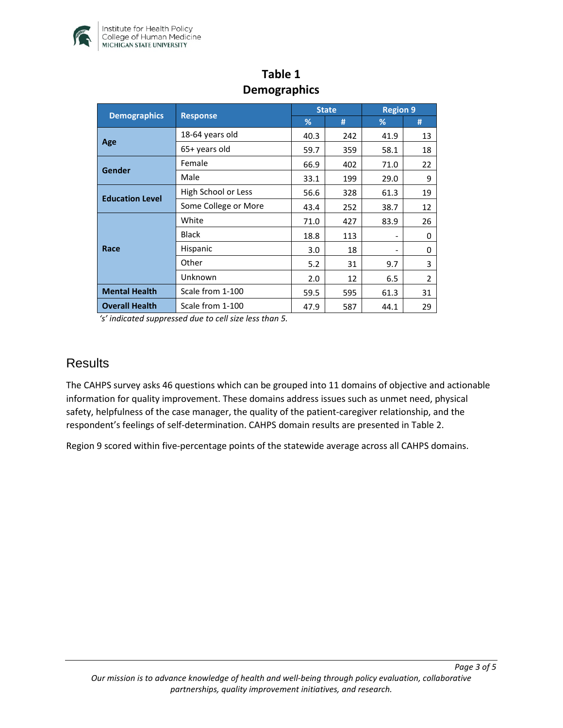## Table 1
## Demographics

| Demographics | Response | State | | Region 9 | |
|---|---|---|---|---|---|
| | | % | # | % | # |
| Age | 18-64 years old | 40.3 | 242 | 41.9 | 13 |
| | 65+ years old | 59.7 | 359 | 58.1 | 18 |
| Gender | Female | 66.9 | 402 | 71.0 | 22 |
| | Male | 33.1 | 199 | 29.0 | 9 |
| Education Level | High School or Less | 56.6 | 328 | 61.3 | 19 |
| | Some College or More | 43.4 | 252 | 38.7 | 12 |
| Race | White | 71.0 | 427 | 83.9 | 26 |
| | Black | 18.8 | 113 | - | 0 |
| | Hispanic | 3.0 | 18 | - | 0 |
| | Other | 5.2 | 31 | 9.7 | 3 |
| | Unknown | 2.0 | 12 | 6.5 | 2 |
| Mental Health | Scale from 1-100 | 59.5 | 595 | 61.3 | 31 |
| Overall Health | Scale from 1-100 | 47.9 | 587 | 44.1 | 29 |

*'s' indicated suppressed due to cell size less than 5.*

# Results

The CAHPS survey asks 46 questions which can be grouped into 11 domains of objective and actionable information for quality improvement. These domains address issues such as unmet need, physical safety, helpfulness of the case manager, the quality of the patient-caregiver relationship, and the respondent's feelings of self-determination. CAHPS domain results are presented in Table 2.

Region 9 scored within five-percentage points of the statewide average across all CAHPS domains.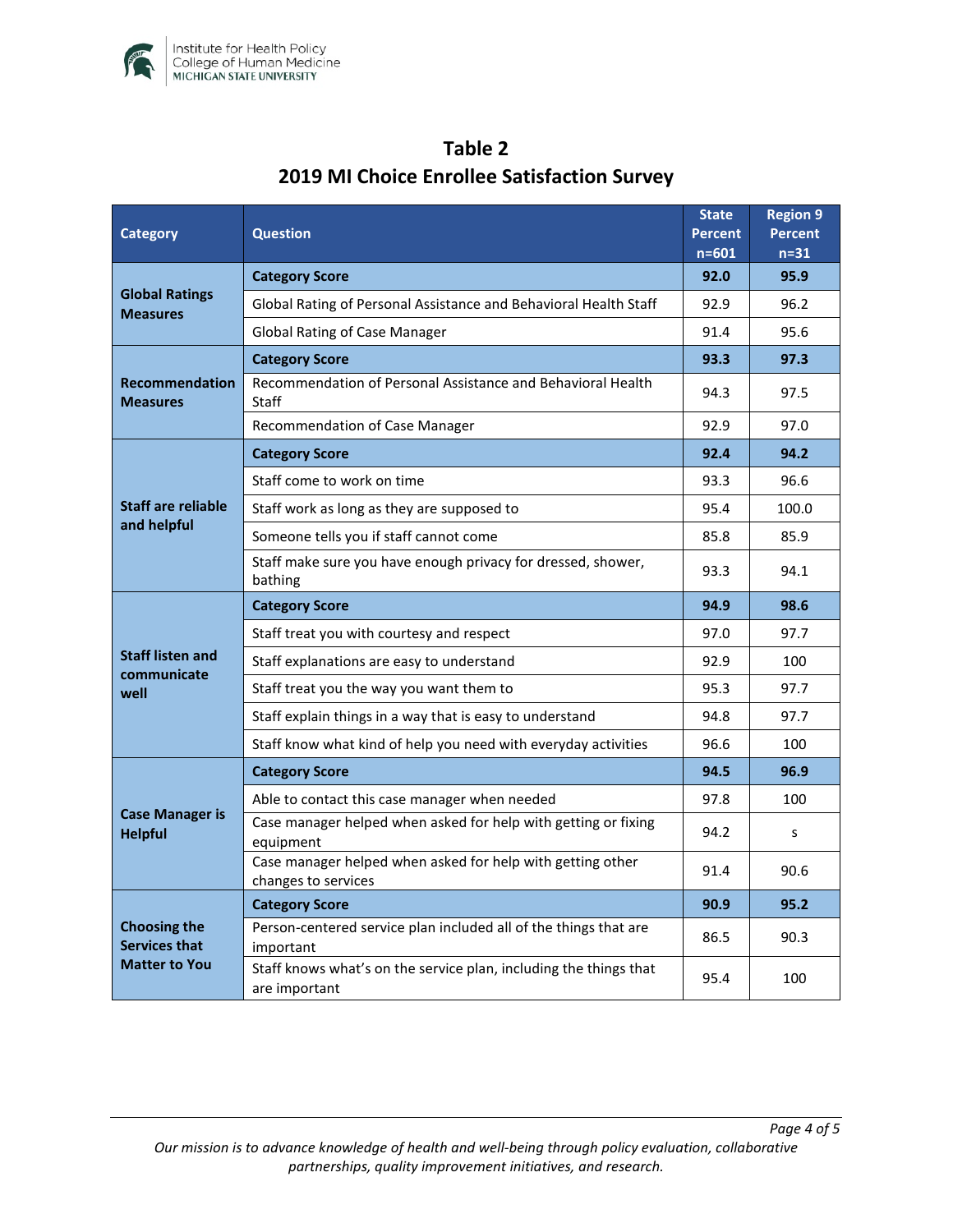## Table 2
## 2019 MI Choice Enrollee Satisfaction Survey

| Category | Question | State Percent n=601 | Region 9 Percent n=31 |
|---|---|---|---|
| Global Ratings Measures | **Category Score** | **92.0** | **95.9** |
| | Global Rating of Personal Assistance and Behavioral Health Staff | 92.9 | 96.2 |
| | Global Rating of Case Manager | 91.4 | 95.6 |
| Recommendation Measures | **Category Score** | **93.3** | **97.3** |
| | Recommendation of Personal Assistance and Behavioral Health Staff | 94.3 | 97.5 |
| | Recommendation of Case Manager | 92.9 | 97.0 |
| Staff are reliable and helpful | **Category Score** | **92.4** | **94.2** |
| | Staff come to work on time | 93.3 | 96.6 |
| | Staff work as long as they are supposed to | 95.4 | 100.0 |
| | Someone tells you if staff cannot come | 85.8 | 85.9 |
| | Staff make sure you have enough privacy for dressed, shower, bathing | 93.3 | 94.1 |
| Staff listen and communicate well | **Category Score** | **94.9** | **98.6** |
| | Staff treat you with courtesy and respect | 97.0 | 97.7 |
| | Staff explanations are easy to understand | 92.9 | 100 |
| | Staff treat you the way you want them to | 95.3 | 97.7 |
| | Staff explain things in a way that is easy to understand | 94.8 | 97.7 |
| | Staff know what kind of help you need with everyday activities | 96.6 | 100 |
| Case Manager is Helpful | **Category Score** | **94.5** | **96.9** |
| | Able to contact this case manager when needed | 97.8 | 100 |
| | Case manager helped when asked for help with getting or fixing equipment | 94.2 | s |
| | Case manager helped when asked for help with getting other changes to services | 91.4 | 90.6 |
| Choosing the Services that Matter to You | **Category Score** | **90.9** | **95.2** |
| | Person-centered service plan included all of the things that are important | 86.5 | 90.3 |
| | Staff knows what's on the service plan, including the things that are important | 95.4 | 100 |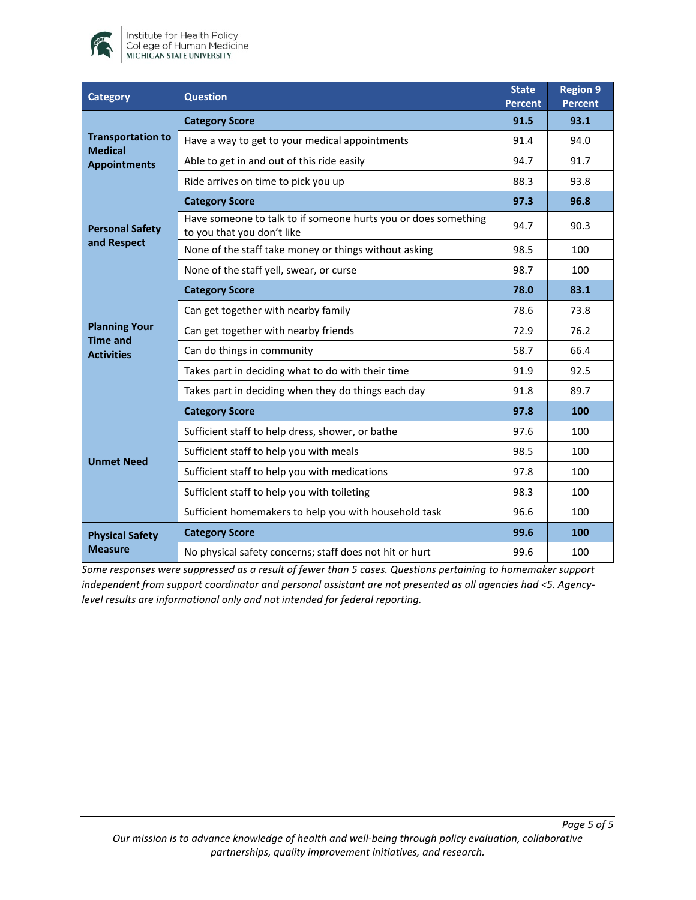| Category | Question | State Percent | Region 9 Percent |
|---|---|---|---|
| Transportation to Medical Appointments | **Category Score** | **91.5** | **93.1** |
| | Have a way to get to your medical appointments | 91.4 | 94.0 |
| | Able to get in and out of this ride easily | 94.7 | 91.7 |
| | Ride arrives on time to pick you up | 88.3 | 93.8 |
| Personal Safety and Respect | **Category Score** | **97.3** | **96.8** |
| | Have someone to talk to if someone hurts you or does something to you that you don't like | 94.7 | 90.3 |
| | None of the staff take money or things without asking | 98.5 | 100 |
| | None of the staff yell, swear, or curse | 98.7 | 100 |
| Planning Your Time and Activities | **Category Score** | **78.0** | **83.1** |
| | Can get together with nearby family | 78.6 | 73.8 |
| | Can get together with nearby friends | 72.9 | 76.2 |
| | Can do things in community | 58.7 | 66.4 |
| | Takes part in deciding what to do with their time | 91.9 | 92.5 |
| | Takes part in deciding when they do things each day | 91.8 | 89.7 |
| Unmet Need | **Category Score** | **97.8** | **100** |
| | Sufficient staff to help dress, shower, or bathe | 97.6 | 100 |
| | Sufficient staff to help you with meals | 98.5 | 100 |
| | Sufficient staff to help you with medications | 97.8 | 100 |
| | Sufficient staff to help you with toileting | 98.3 | 100 |
| | Sufficient homemakers to help you with household task | 96.6 | 100 |
| Physical Safety Measure | **Category Score** | **99.6** | **100** |
| | No physical safety concerns; staff does not hit or hurt | 99.6 | 100 |

*Some responses were suppressed as a result of fewer than 5 cases. Questions pertaining to homemaker support independent from support coordinator and personal assistant are not presented as all agencies had <5. Agency-level results are informational only and not intended for federal reporting.*